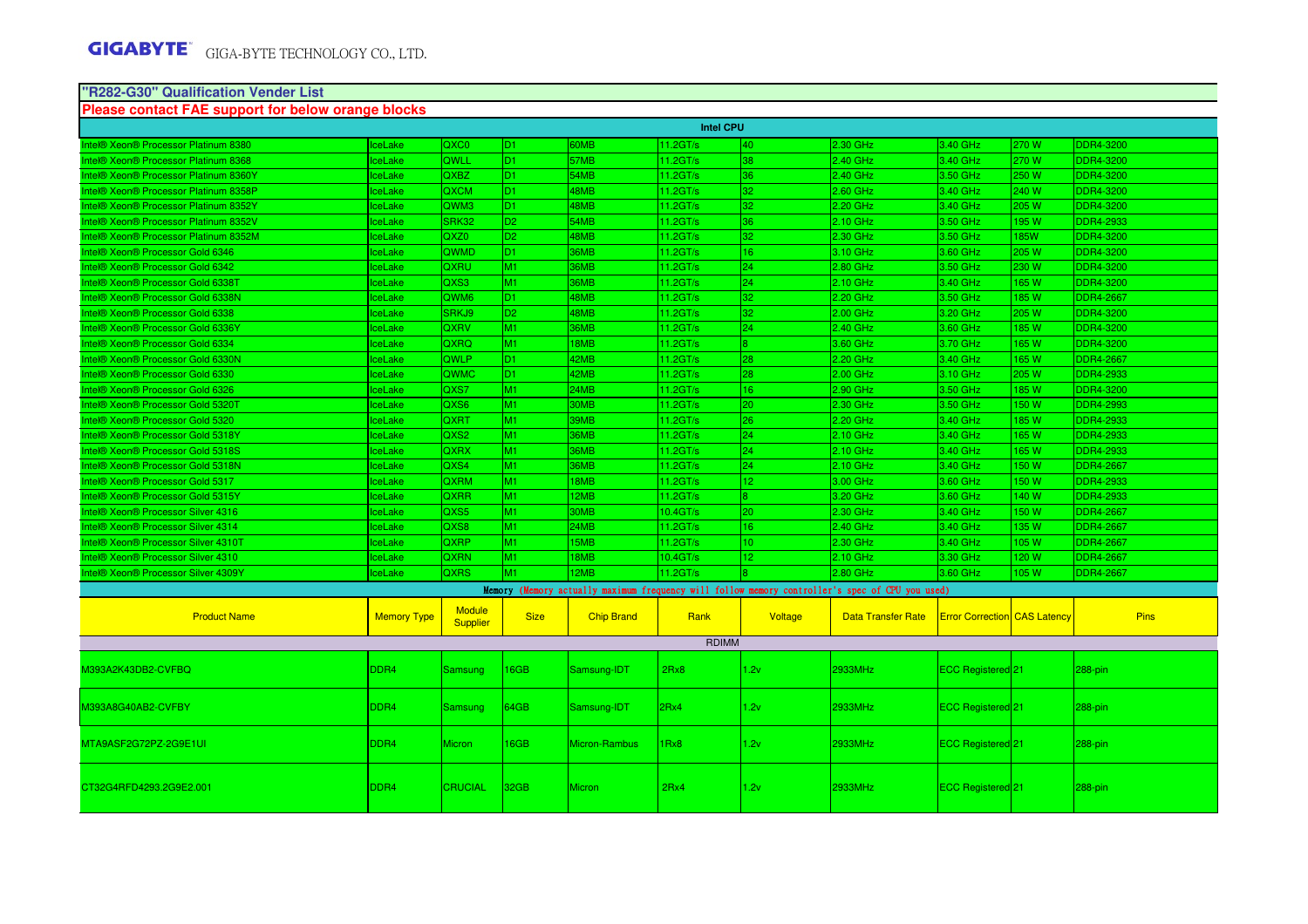GIGABYTE GIGA-BYTE TECHNOLOGY CO., LTD.

## "R282-G30" Qualification Vender List

**Please contact FAE support for below orange blocks**

| Intel CPU | | | | | | | | | | |
|---|---|---|---|---|---|---|---|---|---|---|
| Intel® Xeon® Processor Platinum 8380 | IceLake | QXC0 | D1 | 60MB | 11.2GT/s | 40 | 2.30 GHz | 3.40 GHz | 270 W | DDR4-3200 |
| Intel® Xeon® Processor Platinum 8368 | IceLake | QWLL | D1 | 57MB | 11.2GT/s | 38 | 2.40 GHz | 3.40 GHz | 270 W | DDR4-3200 |
| Intel® Xeon® Processor Platinum 8360Y | IceLake | QXBZ | D1 | 54MB | 11.2GT/s | 36 | 2.40 GHz | 3.50 GHz | 250 W | DDR4-3200 |
| Intel® Xeon® Processor Platinum 8358P | IceLake | QXCM | D1 | 48MB | 11.2GT/s | 32 | 2.60 GHz | 3.40 GHz | 240 W | DDR4-3200 |
| Intel® Xeon® Processor Platinum 8352Y | IceLake | QWM3 | D1 | 48MB | 11.2GT/s | 32 | 2.20 GHz | 3.40 GHz | 205 W | DDR4-3200 |
| Intel® Xeon® Processor Platinum 8352V | IceLake | SRK32 | D2 | 54MB | 11.2GT/s | 36 | 2.10 GHz | 3.50 GHz | 195 W | DDR4-2933 |
| Intel® Xeon® Processor Platinum 8352M | IceLake | QXZ0 | D2 | 48MB | 11.2GT/s | 32 | 2.30 GHz | 3.50 GHz | 185W | DDR4-3200 |
| Intel® Xeon® Processor Gold 6346 | IceLake | QWMD | D1 | 36MB | 11.2GT/s | 16 | 3.10 GHz | 3.60 GHz | 205 W | DDR4-3200 |
| Intel® Xeon® Processor Gold 6342 | IceLake | QXRU | M1 | 36MB | 11.2GT/s | 24 | 2.80 GHz | 3.50 GHz | 230 W | DDR4-3200 |
| Intel® Xeon® Processor Gold 6338T | IceLake | QXS3 | M1 | 36MB | 11.2GT/s | 24 | 2.10 GHz | 3.40 GHz | 165 W | DDR4-3200 |
| Intel® Xeon® Processor Gold 6338N | IceLake | QWM6 | D1 | 48MB | 11.2GT/s | 32 | 2.20 GHz | 3.50 GHz | 185 W | DDR4-2667 |
| Intel® Xeon® Processor Gold 6338 | IceLake | SRKJ9 | D2 | 48MB | 11.2GT/s | 32 | 2.00 GHz | 3.20 GHz | 205 W | DDR4-3200 |
| Intel® Xeon® Processor Gold 6336Y | IceLake | QXRV | M1 | 36MB | 11.2GT/s | 24 | 2.40 GHz | 3.60 GHz | 185 W | DDR4-3200 |
| Intel® Xeon® Processor Gold 6334 | IceLake | QXRQ | M1 | 18MB | 11.2GT/s | 8 | 3.60 GHz | 3.70 GHz | 165 W | DDR4-3200 |
| Intel® Xeon® Processor Gold 6330N | IceLake | QWLP | D1 | 42MB | 11.2GT/s | 28 | 2.20 GHz | 3.40 GHz | 165 W | DDR4-2667 |
| Intel® Xeon® Processor Gold 6330 | IceLake | QWMC | D1 | 42MB | 11.2GT/s | 28 | 2.00 GHz | 3.10 GHz | 205 W | DDR4-2933 |
| Intel® Xeon® Processor Gold 6326 | IceLake | QXS7 | M1 | 24MB | 11.2GT/s | 16 | 2.90 GHz | 3.50 GHz | 185 W | DDR4-3200 |
| Intel® Xeon® Processor Gold 5320T | IceLake | QXS6 | M1 | 30MB | 11.2GT/s | 20 | 2.30 GHz | 3.50 GHz | 150 W | DDR4-2993 |
| Intel® Xeon® Processor Gold 5320 | IceLake | QXRT | M1 | 39MB | 11.2GT/s | 26 | 2.20 GHz | 3.40 GHz | 185 W | DDR4-2933 |
| Intel® Xeon® Processor Gold 5318Y | IceLake | QXS2 | M1 | 36MB | 11.2GT/s | 24 | 2.10 GHz | 3.40 GHz | 165 W | DDR4-2933 |
| Intel® Xeon® Processor Gold 5318S | IceLake | QXRX | M1 | 36MB | 11.2GT/s | 24 | 2.10 GHz | 3.40 GHz | 165 W | DDR4-2933 |
| Intel® Xeon® Processor Gold 5318N | IceLake | QXS4 | M1 | 36MB | 11.2GT/s | 24 | 2.10 GHz | 3.40 GHz | 150 W | DDR4-2667 |
| Intel® Xeon® Processor Gold 5317 | IceLake | QXRM | M1 | 18MB | 11.2GT/s | 12 | 3.00 GHz | 3.60 GHz | 150 W | DDR4-2933 |
| Intel® Xeon® Processor Gold 5315Y | IceLake | QXRR | M1 | 12MB | 11.2GT/s | 8 | 3.20 GHz | 3.60 GHz | 140 W | DDR4-2933 |
| Intel® Xeon® Processor Silver 4316 | IceLake | QXS5 | M1 | 30MB | 10.4GT/s | 20 | 2.30 GHz | 3.40 GHz | 150 W | DDR4-2667 |
| Intel® Xeon® Processor Silver 4314 | IceLake | QXS8 | M1 | 24MB | 11.2GT/s | 16 | 2.40 GHz | 3.40 GHz | 135 W | DDR4-2667 |
| Intel® Xeon® Processor Silver 4310T | IceLake | QXRP | M1 | 15MB | 11.2GT/s | 10 | 2.30 GHz | 3.40 GHz | 105 W | DDR4-2667 |
| Intel® Xeon® Processor Silver 4310 | IceLake | QXRN | M1 | 18MB | 10.4GT/s | 12 | 2.10 GHz | 3.30 GHz | 120 W | DDR4-2667 |
| Intel® Xeon® Processor Silver 4309Y | IceLake | QXRS | M1 | 12MB | 11.2GT/s | 8 | 2.80 GHz | 3.60 GHz | 105 W | DDR4-2667 |

Memory (Memory actually maximum frequency will follow memory controller's spec of CPU you used)

| Product Name | Memory Type | Module Supplier | Size | Chip Brand | Rank | Voltage | Data Transfer Rate | Error Correction | CAS Latency | Pins |
|---|---|---|---|---|---|---|---|---|---|---|
| RDIMM | | | | | | | | | | |
| M393A2K43DB2-CVFBQ | DDR4 | Samsung | 16GB | Samsung-IDT | 2Rx8 | 1.2v | 2933MHz | ECC Registered | 21 | 288-pin |
| M393A8G40AB2-CVFBY | DDR4 | Samsung | 64GB | Samsung-IDT | 2Rx4 | 1.2v | 2933MHz | ECC Registered | 21 | 288-pin |
| MTA9ASF2G72PZ-2G9E1UI | DDR4 | Micron | 16GB | Micron-Rambus | 1Rx8 | 1.2v | 2933MHz | ECC Registered | 21 | 288-pin |
| CT32G4RFD4293.2G9E2.001 | DDR4 | CRUCIAL | 32GB | Micron | 2Rx4 | 1.2v | 2933MHz | ECC Registered | 21 | 288-pin |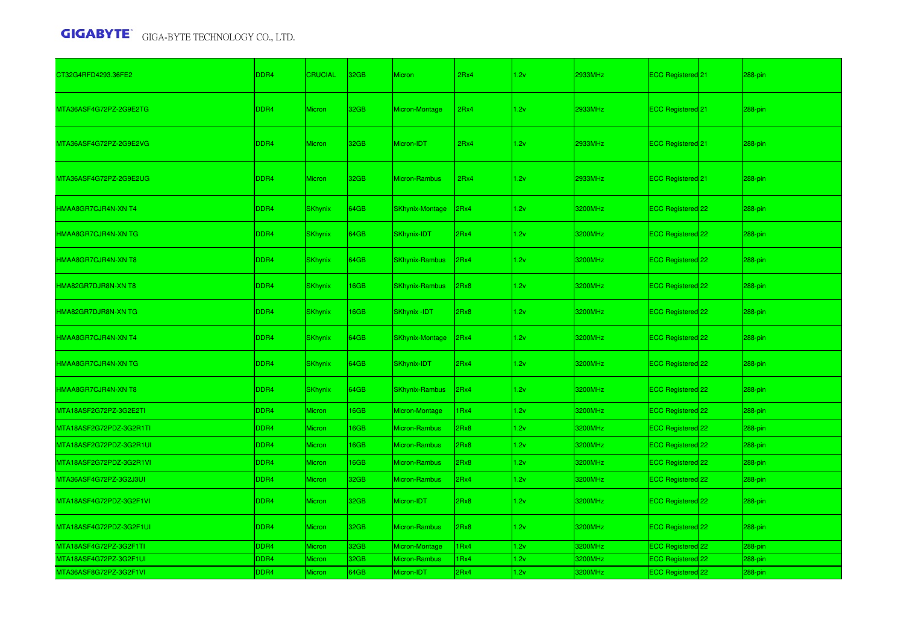| CT32G4RFD4293.36FE2 | DDR4 | CRUCIAL | 32GB | Micron | 2Rx4 | 1.2v | 2933MHz | ECC Registered | 21 | 288-pin |
|---|---|---|---|---|---|---|---|---|---|---|
| MTA36ASF4G72PZ-2G9E2TG | DDR4 | Micron | 32GB | Micron-Montage | 2Rx4 | 1.2v | 2933MHz | ECC Registered | 21 | 288-pin |
| MTA36ASF4G72PZ-2G9E2VG | DDR4 | Micron | 32GB | Micron-IDT | 2Rx4 | 1.2v | 2933MHz | ECC Registered | 21 | 288-pin |
| MTA36ASF4G72PZ-2G9E2UG | DDR4 | Micron | 32GB | Micron-Rambus | 2Rx4 | 1.2v | 2933MHz | ECC Registered | 21 | 288-pin |
| HMAA8GR7CJR4N-XN T4 | DDR4 | SKhynix | 64GB | SKhynix-Montage | 2Rx4 | 1.2v | 3200MHz | ECC Registered | 22 | 288-pin |
| HMAA8GR7CJR4N-XN TG | DDR4 | SKhynix | 64GB | SKhynix-IDT | 2Rx4 | 1.2v | 3200MHz | ECC Registered | 22 | 288-pin |
| HMAA8GR7CJR4N-XN T8 | DDR4 | SKhynix | 64GB | SKhynix-Rambus | 2Rx4 | 1.2v | 3200MHz | ECC Registered | 22 | 288-pin |
| HMA82GR7DJR8N-XN T8 | DDR4 | SKhynix | 16GB | SKhynix-Rambus | 2Rx8 | 1.2v | 3200MHz | ECC Registered | 22 | 288-pin |
| HMA82GR7DJR8N-XN TG | DDR4 | SKhynix | 16GB | SKhynix -IDT | 2Rx8 | 1.2v | 3200MHz | ECC Registered | 22 | 288-pin |
| HMAA8GR7CJR4N-XN T4 | DDR4 | SKhynix | 64GB | SKhynix-Montage | 2Rx4 | 1.2v | 3200MHz | ECC Registered | 22 | 288-pin |
| HMAA8GR7CJR4N-XN TG | DDR4 | SKhynix | 64GB | SKhynix-IDT | 2Rx4 | 1.2v | 3200MHz | ECC Registered | 22 | 288-pin |
| HMAA8GR7CJR4N-XN T8 | DDR4 | SKhynix | 64GB | SKhynix-Rambus | 2Rx4 | 1.2v | 3200MHz | ECC Registered | 22 | 288-pin |
| MTA18ASF2G72PZ-3G2E2TI | DDR4 | Micron | 16GB | Micron-Montage | 1Rx4 | 1.2v | 3200MHz | ECC Registered | 22 | 288-pin |
| MTA18ASF2G72PDZ-3G2R1TI | DDR4 | Micron | 16GB | Micron-Rambus | 2Rx8 | 1.2v | 3200MHz | ECC Registered | 22 | 288-pin |
| MTA18ASF2G72PDZ-3G2R1UI | DDR4 | Micron | 16GB | Micron-Rambus | 2Rx8 | 1.2v | 3200MHz | ECC Registered | 22 | 288-pin |
| MTA18ASF2G72PDZ-3G2R1VI | DDR4 | Micron | 16GB | Micron-Rambus | 2Rx8 | 1.2v | 3200MHz | ECC Registered | 22 | 288-pin |
| MTA36ASF4G72PZ-3G2J3UI | DDR4 | Micron | 32GB | Micron-Rambus | 2Rx4 | 1.2v | 3200MHz | ECC Registered | 22 | 288-pin |
| MTA18ASF4G72PDZ-3G2F1VI | DDR4 | Micron | 32GB | Micron-IDT | 2Rx8 | 1.2v | 3200MHz | ECC Registered | 22 | 288-pin |
| MTA18ASF4G72PDZ-3G2F1UI | DDR4 | Micron | 32GB | Micron-Rambus | 2Rx8 | 1.2v | 3200MHz | ECC Registered | 22 | 288-pin |
| MTA18ASF4G72PZ-3G2F1TI | DDR4 | Micron | 32GB | Micron-Montage | 1Rx4 | 1.2v | 3200MHz | ECC Registered | 22 | 288-pin |
| MTA18ASF4G72PZ-3G2F1UI | DDR4 | Micron | 32GB | Micron-Rambus | 1Rx4 | 1.2v | 3200MHz | ECC Registered | 22 | 288-pin |
| MTA36ASF8G72PZ-3G2F1VI | DDR4 | Micron | 64GB | Micron-IDT | 2Rx4 | 1.2v | 3200MHz | ECC Registered | 22 | 288-pin |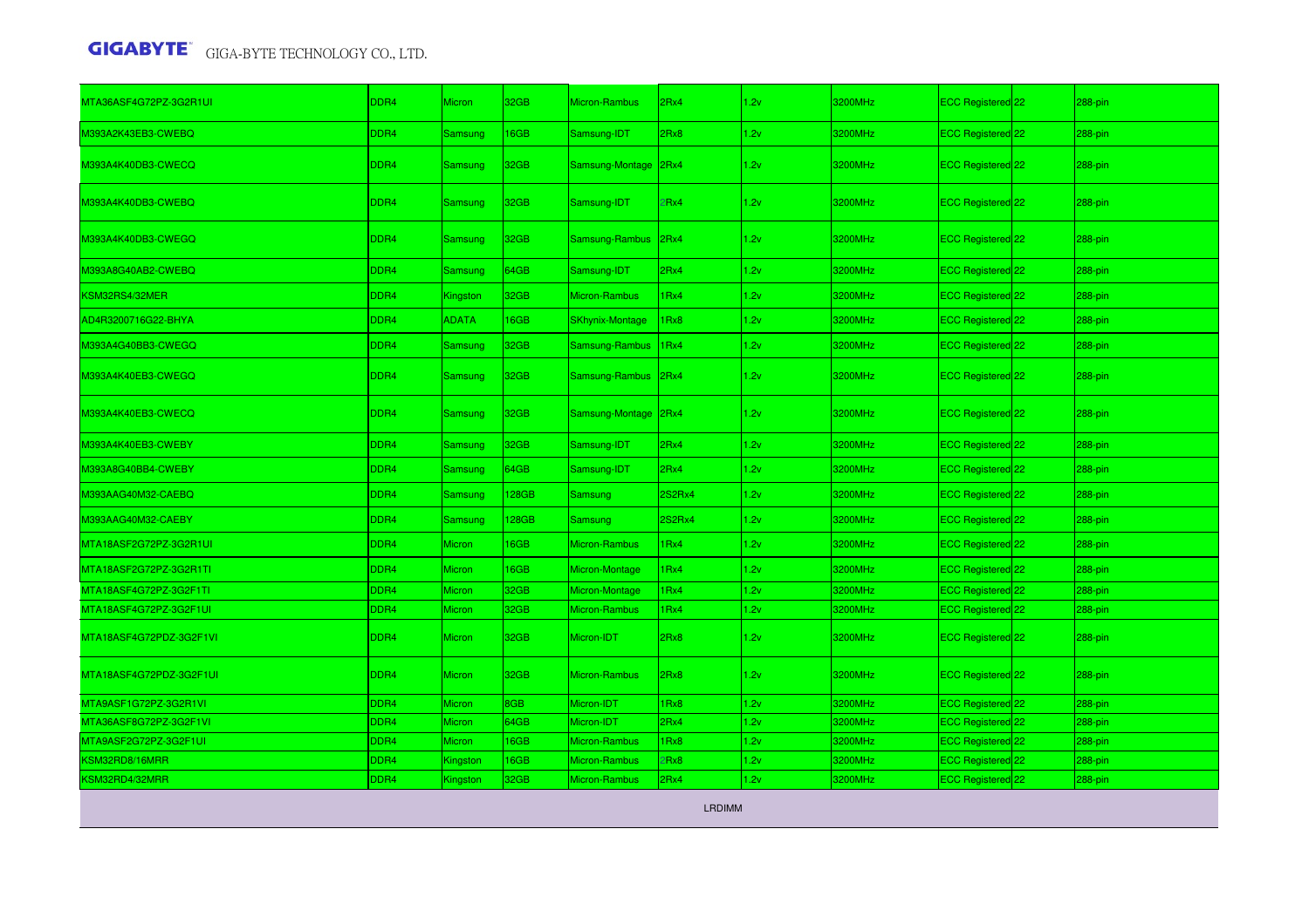| | | | | | | | | | | |
|---|---|---|---|---|---|---|---|---|---|---|
| MTA36ASF4G72PZ-3G2R1UI | DDR4 | Micron | 32GB | Micron-Rambus | 2Rx4 | 1.2v | 3200MHz | ECC Registered | 22 | 288-pin |
| M393A2K43EB3-CWEBQ | DDR4 | Samsung | 16GB | Samsung-IDT | 2Rx8 | 1.2v | 3200MHz | ECC Registered | 22 | 288-pin |
| M393A4K40DB3-CWECQ | DDR4 | Samsung | 32GB | Samsung-Montage | 2Rx4 | 1.2v | 3200MHz | ECC Registered | 22 | 288-pin |
| M393A4K40DB3-CWEBQ | DDR4 | Samsung | 32GB | Samsung-IDT | 2Rx4 | 1.2v | 3200MHz | ECC Registered | 22 | 288-pin |
| M393A4K40DB3-CWEGQ | DDR4 | Samsung | 32GB | Samsung-Rambus | 2Rx4 | 1.2v | 3200MHz | ECC Registered | 22 | 288-pin |
| M393A8G40AB2-CWEBQ | DDR4 | Samsung | 64GB | Samsung-IDT | 2Rx4 | 1.2v | 3200MHz | ECC Registered | 22 | 288-pin |
| KSM32RS4/32MER | DDR4 | Kingston | 32GB | Micron-Rambus | 1Rx4 | 1.2v | 3200MHz | ECC Registered | 22 | 288-pin |
| AD4R3200716G22-BHYA | DDR4 | ADATA | 16GB | SKhynix-Montage | 1Rx8 | 1.2v | 3200MHz | ECC Registered | 22 | 288-pin |
| M393A4G40BB3-CWEGQ | DDR4 | Samsung | 32GB | Samsung-Rambus | 1Rx4 | 1.2v | 3200MHz | ECC Registered | 22 | 288-pin |
| M393A4K40EB3-CWEGQ | DDR4 | Samsung | 32GB | Samsung-Rambus | 2Rx4 | 1.2v | 3200MHz | ECC Registered | 22 | 288-pin |
| M393A4K40EB3-CWECQ | DDR4 | Samsung | 32GB | Samsung-Montage | 2Rx4 | 1.2v | 3200MHz | ECC Registered | 22 | 288-pin |
| M393A4K40EB3-CWEBY | DDR4 | Samsung | 32GB | Samsung-IDT | 2Rx4 | 1.2v | 3200MHz | ECC Registered | 22 | 288-pin |
| M393A8G40BB4-CWEBY | DDR4 | Samsung | 64GB | Samsung-IDT | 2Rx4 | 1.2v | 3200MHz | ECC Registered | 22 | 288-pin |
| M393AAG40M32-CAEBQ | DDR4 | Samsung | 128GB | Samsung | 2S2Rx4 | 1.2v | 3200MHz | ECC Registered | 22 | 288-pin |
| M393AAG40M32-CAEBY | DDR4 | Samsung | 128GB | Samsung | 2S2Rx4 | 1.2v | 3200MHz | ECC Registered | 22 | 288-pin |
| MTA18ASF2G72PZ-3G2R1UI | DDR4 | Micron | 16GB | Micron-Rambus | 1Rx4 | 1.2v | 3200MHz | ECC Registered | 22 | 288-pin |
| MTA18ASF2G72PZ-3G2R1TI | DDR4 | Micron | 16GB | Micron-Montage | 1Rx4 | 1.2v | 3200MHz | ECC Registered | 22 | 288-pin |
| MTA18ASF4G72PZ-3G2F1TI | DDR4 | Micron | 32GB | Micron-Montage | 1Rx4 | 1.2v | 3200MHz | ECC Registered | 22 | 288-pin |
| MTA18ASF4G72PZ-3G2F1UI | DDR4 | Micron | 32GB | Micron-Rambus | 1Rx4 | 1.2v | 3200MHz | ECC Registered | 22 | 288-pin |
| MTA18ASF4G72PDZ-3G2F1VI | DDR4 | Micron | 32GB | Micron-IDT | 2Rx8 | 1.2v | 3200MHz | ECC Registered | 22 | 288-pin |
| MTA18ASF4G72PDZ-3G2F1UI | DDR4 | Micron | 32GB | Micron-Rambus | 2Rx8 | 1.2v | 3200MHz | ECC Registered | 22 | 288-pin |
| MTA9ASF1G72PZ-3G2R1VI | DDR4 | Micron | 8GB | Micron-IDT | 1Rx8 | 1.2v | 3200MHz | ECC Registered | 22 | 288-pin |
| MTA36ASF8G72PZ-3G2F1VI | DDR4 | Micron | 64GB | Micron-IDT | 2Rx4 | 1.2v | 3200MHz | ECC Registered | 22 | 288-pin |
| MTA9ASF2G72PZ-3G2F1UI | DDR4 | Micron | 16GB | Micron-Rambus | 1Rx8 | 1.2v | 3200MHz | ECC Registered | 22 | 288-pin |
| KSM32RD8/16MRR | DDR4 | Kingston | 16GB | Micron-Rambus | 2Rx8 | 1.2v | 3200MHz | ECC Registered | 22 | 288-pin |
| KSM32RD4/32MRR | DDR4 | Kingston | 32GB | Micron-Rambus | 2Rx4 | 1.2v | 3200MHz | ECC Registered | 22 | 288-pin |

LRDIMM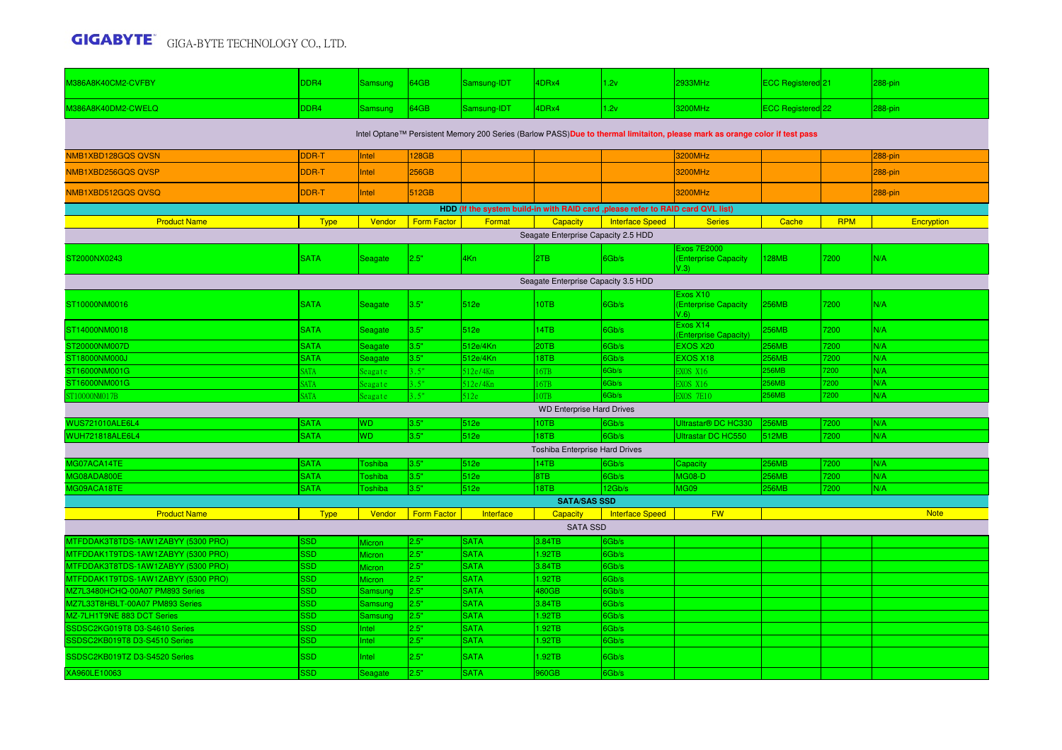| | | | | | | | | | | |
|---|---|---|---|---|---|---|---|---|---|---|
| M386A8K40CM2-CVFBY | DDR4 | Samsung | 64GB | Samsung-IDT | 4DRx4 | 1.2v | 2933MHz | ECC Registered | 21 | 288-pin |
| M386A8K40DM2-CWELQ | DDR4 | Samsung | 64GB | Samsung-IDT | 4DRx4 | 1.2v | 3200MHz | ECC Registered | 22 | 288-pin |
| Intel Optane™ Persistent Memory 200 Series (Barlow PASS) **Due to thermal limitaiton, please mark as orange color if test pass** | | | | | | | | | | |
| NMB1XBD128GQS QVSN | DDR-T | Intel | 128GB | | | | 3200MHz | | | 288-pin |
| NMB1XBD256GQS QVSP | DDR-T | Intel | 256GB | | | | 3200MHz | | | 288-pin |
| NMB1XBD512GQS QVSQ | DDR-T | Intel | 512GB | | | | 3200MHz | | | 288-pin |

**HDD (If the system build-in with RAID card ,please refer to RAID card QVL list)**

| Product Name | Type | Vendor | Form Factor | Format | Capacity | Interface Speed | Series | Cache | RPM | Encryption |
|---|---|---|---|---|---|---|---|---|---|---|
| Seagate Enterprise Capacity 2.5 HDD | | | | | | | | | | |
| ST2000NX0243 | SATA | Seagate | 2.5" | 4Kn | 2TB | 6Gb/s | Exos 7E2000 (Enterprise Capacity V.3) | 128MB | 7200 | N/A |
| Seagate Enterprise Capacity 3.5 HDD | | | | | | | | | | |
| ST10000NM0016 | SATA | Seagate | 3.5" | 512e | 10TB | 6Gb/s | Exos X10 (Enterprise Capacity V.6) | 256MB | 7200 | N/A |
| ST14000NM0018 | SATA | Seagate | 3.5" | 512e | 14TB | 6Gb/s | Exos X14 (Enterprise Capacity) | 256MB | 7200 | N/A |
| ST20000NM007D | SATA | Seagate | 3.5" | 512e/4Kn | 20TB | 6Gb/s | EXOS X20 | 256MB | 7200 | N/A |
| ST18000NM000J | SATA | Seagate | 3.5" | 512e/4Kn | 18TB | 6Gb/s | EXOS X18 | 256MB | 7200 | N/A |
| ST16000NM001G | SATA | Seagate | 3.5" | 512e/4Kn | 16TB | 6Gb/s | EXOS X16 | 256MB | 7200 | N/A |
| ST16000NM001G | SATA | Seagate | 3.5" | 512e/4Kn | 16TB | 6Gb/s | EXOS X16 | 256MB | 7200 | N/A |
| ST10000NM017B | SATA | Seagate | 3.5" | 512e | 10TB | 6Gb/s | EXOS 7E10 | 256MB | 7200 | N/A |
| WD Enterprise Hard Drives | | | | | | | | | | |
| WUS721010ALE6L4 | SATA | WD | 3.5" | 512e | 10TB | 6Gb/s | Ultrastar® DC HC330 | 256MB | 7200 | N/A |
| WUH721818ALE6L4 | SATA | WD | 3.5" | 512e | 18TB | 6Gb/s | Ultrastar DC HC550 | 512MB | 7200 | N/A |
| Toshiba Enterprise Hard Drives | | | | | | | | | | |
| MG07ACA14TE | SATA | Toshiba | 3.5" | 512e | 14TB | 6Gb/s | Capacity | 256MB | 7200 | N/A |
| MG08ADA800E | SATA | Toshiba | 3.5" | 512e | 8TB | 6Gb/s | MG08-D | 256MB | 7200 | N/A |
| MG09ACA18TE | SATA | Toshiba | 3.5" | 512e | 18TB | 12Gb/s | MG09 | 256MB | 7200 | N/A |

**SATA/SAS SSD**

| Product Name | Type | Vendor | Form Factor | Interface | Capacity | Interface Speed | FW | Note |
|---|---|---|---|---|---|---|---|---|
| SATA SSD | | | | | | | | |
| MTFDDAK3T8TDS-1AW1ZABYY (5300 PRO) | SSD | Micron | 2.5" | SATA | 3.84TB | 6Gb/s | | |
| MTFDDAK1T9TDS-1AW1ZABYY (5300 PRO) | SSD | Micron | 2.5" | SATA | 1.92TB | 6Gb/s | | |
| MTFDDAK3T8TDS-1AW1ZABYY (5300 PRO) | SSD | Micron | 2.5" | SATA | 3.84TB | 6Gb/s | | |
| MTFDDAK1T9TDS-1AW1ZABYY (5300 PRO) | SSD | Micron | 2.5" | SATA | 1.92TB | 6Gb/s | | |
| MZ7L3480HCHQ-00A07 PM893 Series | SSD | Samsung | 2.5" | SATA | 480GB | 6Gb/s | | |
| MZ7L33T8HBLT-00A07 PM893 Series | SSD | Samsung | 2.5" | SATA | 3.84TB | 6Gb/s | | |
| MZ-7LH1T9NE 883 DCT Series | SSD | Samsung | 2.5" | SATA | 1.92TB | 6Gb/s | | |
| SSDSC2KG019T8 D3-S4610 Series | SSD | Intel | 2.5" | SATA | 1.92TB | 6Gb/s | | |
| SSDSC2KB019T8 D3-S4510 Series | SSD | Intel | 2.5" | SATA | 1.92TB | 6Gb/s | | |
| SSDSC2KB019TZ D3-S4520 Series | SSD | Intel | 2.5" | SATA | 1.92TB | 6Gb/s | | |
| XA960LE10063 | SSD | Seagate | 2.5" | SATA | 960GB | 6Gb/s | | |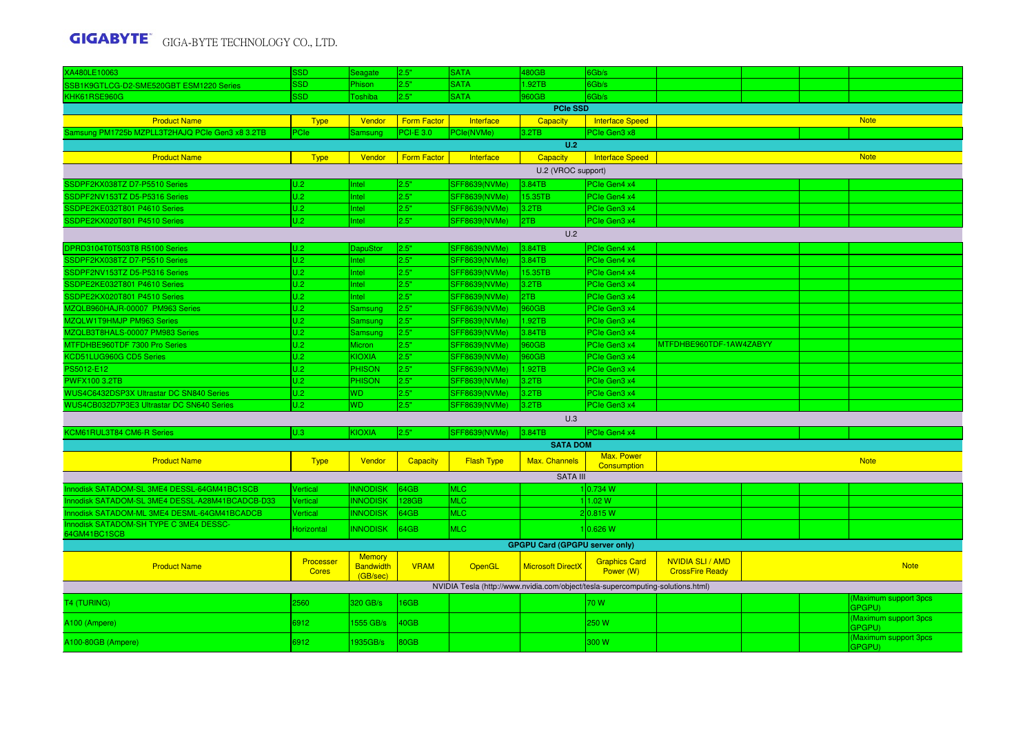| | | | | | | | | | | |
|---|---|---|---|---|---|---|---|---|---|---|
| XA480LE10063 | SSD | Seagate | 2.5" | SATA | 480GB | 6Gb/s | | | | |
| SSB1K9GTLCG-D2-SME520GBT ESM1220 Series | SSD | Phison | 2.5" | SATA | 1.92TB | 6Gb/s | | | | |
| KHK61RSE960G | SSD | Toshiba | 2.5" | SATA | 960GB | 6Gb/s | | | | |
| **PCIe SSD** | | | | | | | | | | |
| Product Name | Type | Vendor | Form Factor | Interface | Capacity | Interface Speed | Note | | | |
| Samsung PM1725b MZPLL3T2HAJQ PCIe Gen3 x8 3.2TB | PCIe | Samsung | PCI-E 3.0 | PCIe(NVMe) | 3.2TB | PCIe Gen3 x8 | | | | |
| **U.2** | | | | | | | | | | |
| Product Name | Type | Vendor | Form Factor | Interface | Capacity | Interface Speed | Note | | | |
| U.2 (VROC support) | | | | | | | | | | |
| SSDPF2KX038TZ D7-P5510 Series | U.2 | Intel | 2.5" | SFF8639(NVMe) | 3.84TB | PCIe Gen4 x4 | | | | |
| SSDPF2NV153TZ D5-P5316 Series | U.2 | Intel | 2.5" | SFF8639(NVMe) | 15.35TB | PCIe Gen4 x4 | | | | |
| SSDPE2KE032T801 P4610 Series | U.2 | Intel | 2.5" | SFF8639(NVMe) | 3.2TB | PCIe Gen3 x4 | | | | |
| SSDPE2KX020T801 P4510 Series | U.2 | Intel | 2.5" | SFF8639(NVMe) | 2TB | PCIe Gen3 x4 | | | | |
| U.2 | | | | | | | | | | |
| DPRD3104T0T503T8 R5100 Series | U.2 | DapuStor | 2.5" | SFF8639(NVMe) | 3.84TB | PCIe Gen4 x4 | | | | |
| SSDPF2KX038TZ D7-P5510 Series | U.2 | Intel | 2.5" | SFF8639(NVMe) | 3.84TB | PCIe Gen4 x4 | | | | |
| SSDPF2NV153TZ D5-P5316 Series | U.2 | Intel | 2.5" | SFF8639(NVMe) | 15.35TB | PCIe Gen4 x4 | | | | |
| SSDPE2KE032T801 P4610 Series | U.2 | Intel | 2.5" | SFF8639(NVMe) | 3.2TB | PCIe Gen3 x4 | | | | |
| SSDPE2KX020T801 P4510 Series | U.2 | Intel | 2.5" | SFF8639(NVMe) | 2TB | PCIe Gen3 x4 | | | | |
| MZQLB960HAJR-00007 PM963 Series | U.2 | Samsung | 2.5" | SFF8639(NVMe) | 960GB | PCIe Gen3 x4 | | | | |
| MZQLW1T9HMJP PM963 Series | U.2 | Samsung | 2.5" | SFF8639(NVMe) | 1.92TB | PCIe Gen3 x4 | | | | |
| MZQLB3T8HALS-00007 PM983 Series | U.2 | Samsung | 2.5" | SFF8639(NVMe) | 3.84TB | PCIe Gen3 x4 | | | | |
| MTFDHBE960TDF 7300 Pro Series | U.2 | Micron | 2.5" | SFF8639(NVMe) | 960GB | PCIe Gen3 x4 | MTFDHBE960TDF-1AW4ZABYY | | | |
| KCD51LUG960G CD5 Series | U.2 | KIOXIA | 2.5" | SFF8639(NVMe) | 960GB | PCIe Gen3 x4 | | | | |
| PS5012-E12 | U.2 | PHISON | 2.5" | SFF8639(NVMe) | 1.92TB | PCIe Gen3 x4 | | | | |
| PWFX100 3.2TB | U.2 | PHISON | 2.5" | SFF8639(NVMe) | 3.2TB | PCIe Gen3 x4 | | | | |
| WUS4C6432DSP3X Ultrastar DC SN840 Series | U.2 | WD | 2.5" | SFF8639(NVMe) | 3.2TB | PCIe Gen3 x4 | | | | |
| WUS4CB032D7P3E3 Ultrastar DC SN640 Series | U.2 | WD | 2.5" | SFF8639(NVMe) | 3.2TB | PCIe Gen3 x4 | | | | |
| U.3 | | | | | | | | | | |
| KCM61RUL3T84 CM6-R Series | U.3 | KIOXIA | 2.5" | SFF8639(NVMe) | 3.84TB | PCIe Gen4 x4 | | | | |
| **SATA DOM** | | | | | | | | | | |
| Product Name | Type | Vendor | Capacity | Flash Type | Max. Channels | Max. Power Consumption | Note | | | |
| SATA III | | | | | | | | | | |
| Innodisk SATADOM-SL 3ME4 DESSL-64GM41BC1SCB | Vertical | INNODISK | 64GB | MLC | 1 | 0.734 W | | | | |
| Innodisk SATADOM-SL 3ME4 DESSL-A28M41BCADCB-D33 | Vertical | INNODISK | 128GB | MLC | 1 | 1.02 W | | | | |
| Innodisk SATADOM-ML 3ME4 DESML-64GM41BCADCB | Vertical | INNODISK | 64GB | MLC | 2 | 0.815 W | | | | |
| Innodisk SATADOM-SH TYPE C 3ME4 DESSC-64GM41BC1SCB | Horizontal | INNODISK | 64GB | MLC | 1 | 0.626 W | | | | |
| **GPGPU Card (GPGPU server only)** | | | | | | | | | | |
| Product Name | Processer Cores | Memory Bandwidth (GB/sec) | VRAM | OpenGL | Microsoft DirectX | Graphics Card Power (W) | NVIDIA SLI / AMD CrossFire Ready | | | Note |
| NVIDIA Tesla (http://www.nvidia.com/object/tesla-supercomputing-solutions.html) | | | | | | | | | | |
| T4 (TURING) | 2560 | 320 GB/s | 16GB | | | 70 W | | | | (Maximum support 3pcs GPGPU) |
| A100 (Ampere) | 6912 | 1555 GB/s | 40GB | | | 250 W | | | | (Maximum support 3pcs GPGPU) |
| A100-80GB (Ampere) | 6912 | 1935GB/s | 80GB | | | 300 W | | | | (Maximum support 3pcs GPGPU) |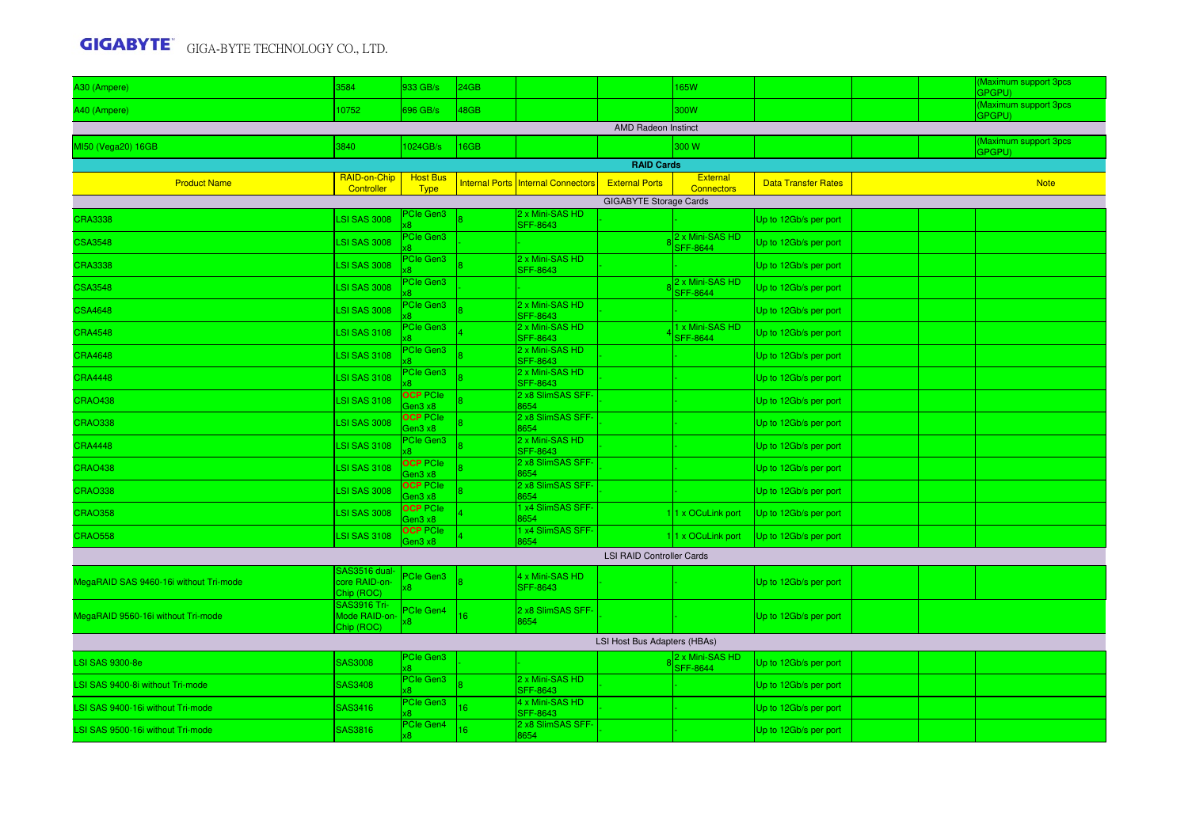| | | | | | | | | | | |
|---|---|---|---|---|---|---|---|---|---|---|
| A30 (Ampere) | 3584 | 933 GB/s | 24GB | | | 165W | | | | (Maximum support 3pcs GPGPU) |
| A40 (Ampere) | 10752 | 696 GB/s | 48GB | | | 300W | | | | (Maximum support 3pcs GPGPU) |
| **AMD Radeon Instinct** | | | | | | | | | | |
| MI50 (Vega20) 16GB | 3840 | 1024GB/s | 16GB | | | 300 W | | | | (Maximum support 3pcs GPGPU) |

## RAID Cards

| Product Name | RAID-on-Chip Controller | Host Bus Type | Internal Ports | Internal Connectors | External Ports | External Connectors | Data Transfer Rates | | | Note |
|---|---|---|---|---|---|---|---|---|---|---|
| **GIGABYTE Storage Cards** | | | | | | | | | | |
| CRA3338 | LSI SAS 3008 | PCIe Gen3 x8 | 8 | 2 x Mini-SAS HD SFF-8643 | - | | Up to 12Gb/s per port | | | |
| CSA3548 | LSI SAS 3008 | PCIe Gen3 x8 | - | - | 8 | 2 x Mini-SAS HD SFF-8644 | Up to 12Gb/s per port | | | |
| CRA3338 | LSI SAS 3008 | PCIe Gen3 x8 | 8 | 2 x Mini-SAS HD SFF-8643 | - | | Up to 12Gb/s per port | | | |
| CSA3548 | LSI SAS 3008 | PCIe Gen3 x8 | - | - | 8 | 2 x Mini-SAS HD SFF-8644 | Up to 12Gb/s per port | | | |
| CSA4648 | LSI SAS 3008 | PCIe Gen3 x8 | 8 | 2 x Mini-SAS HD SFF-8643 | - | | Up to 12Gb/s per port | | | |
| CRA4548 | LSI SAS 3108 | PCIe Gen3 x8 | 4 | 2 x Mini-SAS HD SFF-8643 | 4 | 1 x Mini-SAS HD SFF-8644 | Up to 12Gb/s per port | | | |
| CRA4648 | LSI SAS 3108 | PCIe Gen3 x8 | 8 | 2 x Mini-SAS HD SFF-8643 | - | - | Up to 12Gb/s per port | | | |
| CRA4448 | LSI SAS 3108 | PCIe Gen3 x8 | 8 | 2 x Mini-SAS HD SFF-8643 | - | - | Up to 12Gb/s per port | | | |
| CRAO438 | LSI SAS 3108 | OCP PCIe Gen3 x8 | 8 | 2 x8 SlimSAS SFF-8654 | - | - | Up to 12Gb/s per port | | | |
| CRAO338 | LSI SAS 3008 | OCP PCIe Gen3 x8 | 8 | 2 x8 SlimSAS SFF-8654 | - | - | Up to 12Gb/s per port | | | |
| CRA4448 | LSI SAS 3108 | PCIe Gen3 x8 | 8 | 2 x Mini-SAS HD SFF-8643 | - | - | Up to 12Gb/s per port | | | |
| CRAO438 | LSI SAS 3108 | OCP PCIe Gen3 x8 | 8 | 2 x8 SlimSAS SFF-8654 | - | - | Up to 12Gb/s per port | | | |
| CRAO338 | LSI SAS 3008 | OCP PCIe Gen3 x8 | 8 | 2 x8 SlimSAS SFF-8654 | - | - | Up to 12Gb/s per port | | | |
| CRAO358 | LSI SAS 3008 | OCP PCIe Gen3 x8 | 4 | 1 x4 SlimSAS SFF-8654 | 1 | 1 x OCuLink port | Up to 12Gb/s per port | | | |
| CRAO558 | LSI SAS 3108 | OCP PCIe Gen3 x8 | 4 | 1 x4 SlimSAS SFF-8654 | 1 | 1 x OCuLink port | Up to 12Gb/s per port | | | |
| **LSI RAID Controller Cards** | | | | | | | | | | |
| MegaRAID SAS 9460-16i without Tri-mode | SAS3516 dual-core RAID-on-Chip (ROC) | PCIe Gen3 x8 | 8 | 4 x Mini-SAS HD SFF-8643 | - | - | Up to 12Gb/s per port | | | |
| MegaRAID 9560-16i without Tri-mode | SAS3916 Tri-Mode RAID-on-Chip (ROC) | PCIe Gen4 x8 | 16 | 2 x8 SlimSAS SFF-8654 | - | - | Up to 12Gb/s per port | | | |
| **LSI Host Bus Adapters (HBAs)** | | | | | | | | | | |
| LSI SAS 9300-8e | SAS3008 | PCIe Gen3 x8 | - | - | 8 | 2 x Mini-SAS HD SFF-8644 | Up to 12Gb/s per port | | | |
| LSI SAS 9400-8i without Tri-mode | SAS3408 | PCIe Gen3 x8 | 8 | 2 x Mini-SAS HD SFF-8643 | - | - | Up to 12Gb/s per port | | | |
| LSI SAS 9400-16i without Tri-mode | SAS3416 | PCIe Gen3 x8 | 16 | 4 x Mini-SAS HD SFF-8643 | - | - | Up to 12Gb/s per port | | | |
| LSI SAS 9500-16i without Tri-mode | SAS3816 | PCIe Gen4 x8 | 16 | 2 x8 SlimSAS SFF-8654 | - | - | Up to 12Gb/s per port | | | |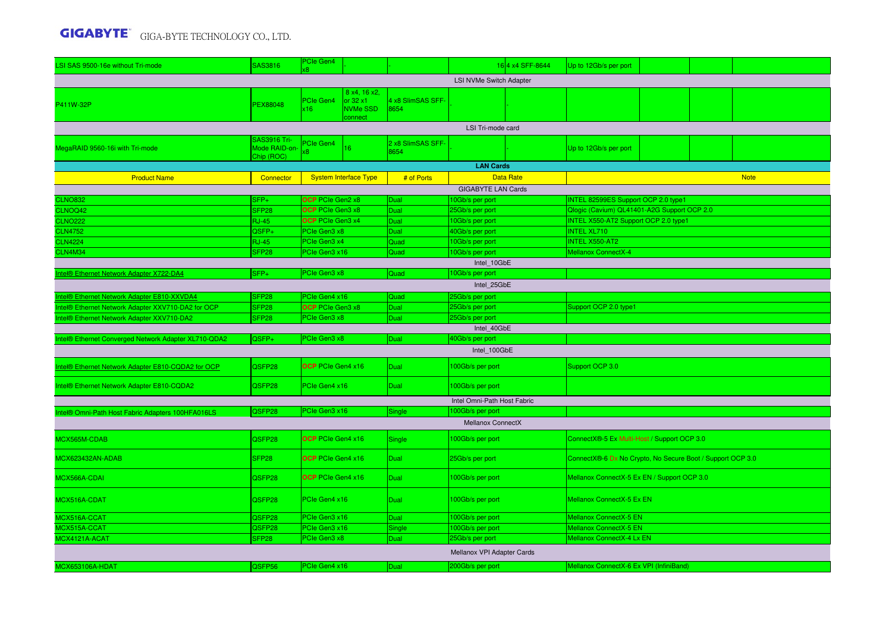| | | | | | | | | | | |
|---|---|---|---|---|---|---|---|---|---|---|
| LSI SAS 9500-16e without Tri-mode | SAS3816 | PCIe Gen4 x8 | - | - | 16 | 4 x4 SFF-8644 | Up to 12Gb/s per port | | | |
| LSI NVMe Switch Adapter | | | | | | | | | | |
| P411W-32P | PEX88048 | PCIe Gen4 x16 | 8 x4, 16 x2, or 32 x1 NVMe SSD connect | 4 x8 SlimSAS SFF-8654 | - | - | | | | |
| LSI Tri-mode card | | | | | | | | | | |
| MegaRAID 9560-16i with Tri-mode | SAS3916 Tri-Mode RAID-on-Chip (ROC) | PCIe Gen4 x8 | 16 | 2 x8 SlimSAS SFF-8654 | - | - | Up to 12Gb/s per port | | | |

**LAN Cards**

| Product Name | Connector | System Interface Type | # of Ports | Data Rate | Note |
|---|---|---|---|---|---|
| **GIGABYTE LAN Cards** | | | | | |
| CLNO832 | SFP+ | OCP PCIe Gen2 x8 | Dual | 10Gb/s per port | INTEL 82599ES Support OCP 2.0 type1 |
| CLNOQ42 | SFP28 | OCP PCIe Gen3 x8 | Dual | 25Gb/s per port | Qlogic (Cavium) QL41401-A2G Support OCP 2.0 |
| CLNO222 | RJ-45 | OCP PCIe Gen3 x4 | Dual | 10Gb/s per port | INTEL X550-AT2 Support OCP 2.0 type1 |
| CLN4752 | QSFP+ | PCIe Gen3 x8 | Dual | 40Gb/s per port | INTEL XL710 |
| CLN4224 | RJ-45 | PCIe Gen3 x4 | Quad | 10Gb/s per port | INTEL X550-AT2 |
| CLN4M34 | SFP28 | PCIe Gen3 x16 | Quad | 10Gb/s per port | Mellanox ConnectX-4 |
| **Intel_10GbE** | | | | | |
| Intel® Ethernet Network Adapter X722-DA4 | SFP+ | PCIe Gen3 x8 | Quad | 10Gb/s per port | |
| **Intel_25GbE** | | | | | |
| Intel® Ethernet Network Adapter E810-XXVDA4 | SFP28 | PCIe Gen4 x16 | Quad | 25Gb/s per port | |
| Intel® Ethernet Network Adapter XXV710-DA2 for OCP | SFP28 | OCP PCIe Gen3 x8 | Dual | 25Gb/s per port | Support OCP 2.0 type1 |
| Intel® Ethernet Network Adapter XXV710-DA2 | SFP28 | PCIe Gen3 x8 | Dual | 25Gb/s per port | |
| **Intel_40GbE** | | | | | |
| Intel® Ethernet Converged Network Adapter XL710-QDA2 | QSFP+ | PCIe Gen3 x8 | Dual | 40Gb/s per port | |
| **Intel_100GbE** | | | | | |
| Intel® Ethernet Network Adapter E810-CQDA2 for OCP | QSFP28 | OCP PCIe Gen4 x16 | Dual | 100Gb/s per port | Support OCP 3.0 |
| Intel® Ethernet Network Adapter E810-CQDA2 | QSFP28 | PCIe Gen4 x16 | Dual | 100Gb/s per port | |
| **Intel Omni-Path Host Fabric** | | | | | |
| Intel® Omni-Path Host Fabric Adapters 100HFA016LS | QSFP28 | PCIe Gen3 x16 | Single | 100Gb/s per port | |
| **Mellanox ConnectX** | | | | | |
| MCX565M-CDAB | QSFP28 | OCP PCIe Gen4 x16 | Single | 100Gb/s per port | ConnectX®-5 Ex Multi-Host / Support OCP 3.0 |
| MCX623432AN-ADAB | SFP28 | OCP PCIe Gen4 x16 | Dual | 25Gb/s per port | ConnectX®-6 Dx No Crypto, No Secure Boot / Support OCP 3.0 |
| MCX566A-CDAI | QSFP28 | OCP PCIe Gen4 x16 | Dual | 100Gb/s per port | Mellanox ConnectX-5 Ex EN / Support OCP 3.0 |
| MCX516A-CDAT | QSFP28 | PCIe Gen4 x16 | Dual | 100Gb/s per port | Mellanox ConnectX-5 Ex EN |
| MCX516A-CCAT | QSFP28 | PCIe Gen3 x16 | Dual | 100Gb/s per port | Mellanox ConnectX-5 EN |
| MCX515A-CCAT | QSFP28 | PCIe Gen3 x16 | Single | 100Gb/s per port | Mellanox ConnectX-5 EN |
| MCX4121A-ACAT | SFP28 | PCIe Gen3 x8 | Dual | 25Gb/s per port | Mellanox ConnectX-4 Lx EN |
| **Mellanox VPI Adapter Cards** | | | | | |
| MCX653106A-HDAT | QSFP56 | PCIe Gen4 x16 | Dual | 200Gb/s per port | Mellanox ConnectX-6 Ex VPI (InfiniBand) |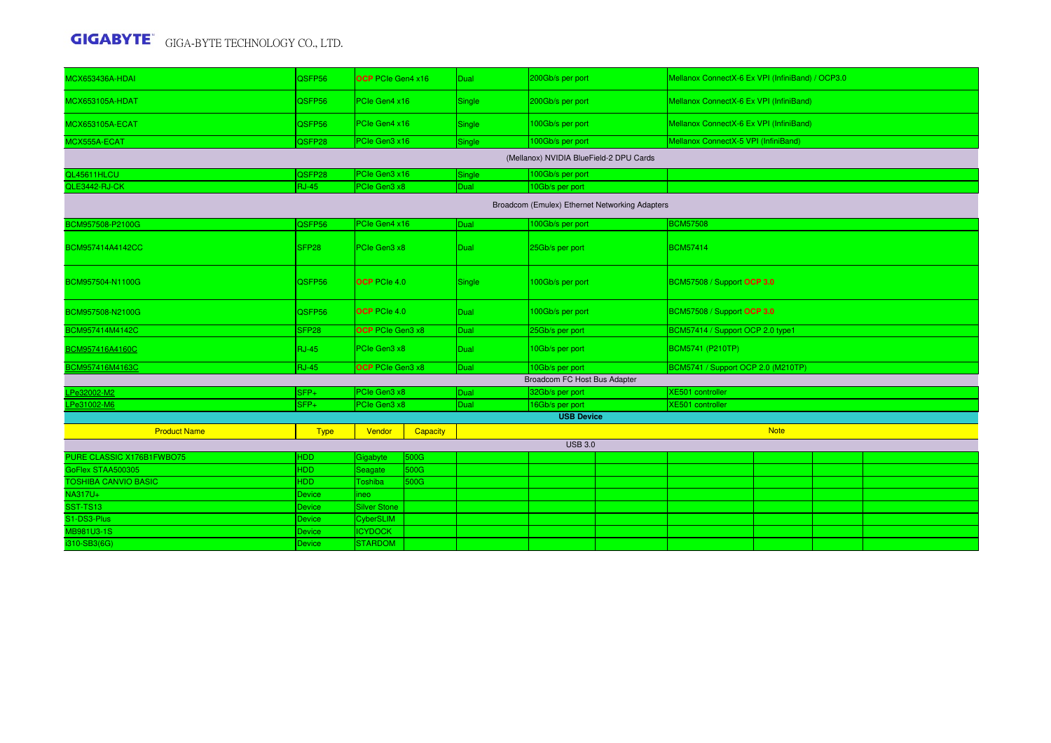| | | | | | |
|---|---|---|---|---|---|
| MCX653436A-HDAI | QSFP56 | OCP PCIe Gen4 x16 | Dual | 200Gb/s per port | Mellanox ConnectX-6 Ex VPI (InfiniBand) / OCP3.0 |
| MCX653105A-HDAT | QSFP56 | PCIe Gen4 x16 | Single | 200Gb/s per port | Mellanox ConnectX-6 Ex VPI (InfiniBand) |
| MCX653105A-ECAT | QSFP56 | PCIe Gen4 x16 | Single | 100Gb/s per port | Mellanox ConnectX-6 Ex VPI (InfiniBand) |
| MCX555A-ECAT | QSFP28 | PCIe Gen3 x16 | Single | 100Gb/s per port | Mellanox ConnectX-5 VPI (InfiniBand) |
| (Mellanox) NVIDIA BlueField-2 DPU Cards | | | | | |
| QL45611HLCU | QSFP28 | PCIe Gen3 x16 | Single | 100Gb/s per port | |
| QLE3442-RJ-CK | RJ-45 | PCIe Gen3 x8 | Dual | 10Gb/s per port | |
| Broadcom (Emulex) Ethernet Networking Adapters | | | | | |
| BCM957508-P2100G | QSFP56 | PCIe Gen4 x16 | Dual | 100Gb/s per port | BCM57508 |
| BCM957414A4142CC | SFP28 | PCIe Gen3 x8 | Dual | 25Gb/s per port | BCM57414 |
| BCM957504-N1100G | QSFP56 | OCP PCIe 4.0 | Single | 100Gb/s per port | BCM57508 / Support OCP 3.0 |
| BCM957508-N2100G | QSFP56 | OCP PCIe 4.0 | Dual | 100Gb/s per port | BCM57508 / Support OCP 3.0 |
| BCM957414M4142C | SFP28 | OCP PCIe Gen3 x8 | Dual | 25Gb/s per port | BCM57414 / Support OCP 2.0 type1 |
| BCM957416A4160C | RJ-45 | PCIe Gen3 x8 | Dual | 10Gb/s per port | BCM5741 (P210TP) |
| BCM957416M4163C | RJ-45 | OCP PCIe Gen3 x8 | Dual | 10Gb/s per port | BCM5741 / Support OCP 2.0 (M210TP) |
| Broadcom FC Host Bus Adapter | | | | | |
| LPe32002-M2 | SFP+ | PCIe Gen3 x8 | Dual | 32Gb/s per port | XE501 controller |
| LPe31002-M6 | SFP+ | PCIe Gen3 x8 | Dual | 16Gb/s per port | XE501 controller |

**USB Device**

| Product Name | Type | Vendor | Capacity | Note |
|---|---|---|---|---|
| USB 3.0 | | | | |
| PURE CLASSIC X176B1FWBO75 | HDD | Gigabyte | 500G | |
| GoFlex STAA500305 | HDD | Seagate | 500G | |
| TOSHIBA CANVIO BASIC | HDD | Toshiba | 500G | |
| NA317U+ | Device | ineo | | |
| SST-TS13 | Device | Silver Stone | | |
| S1-DS3-Plus | Device | CyberSLIM | | |
| MB981U3-1S | Device | ICYDOCK | | |
| i310-SB3(6G) | Device | STARDOM | | |